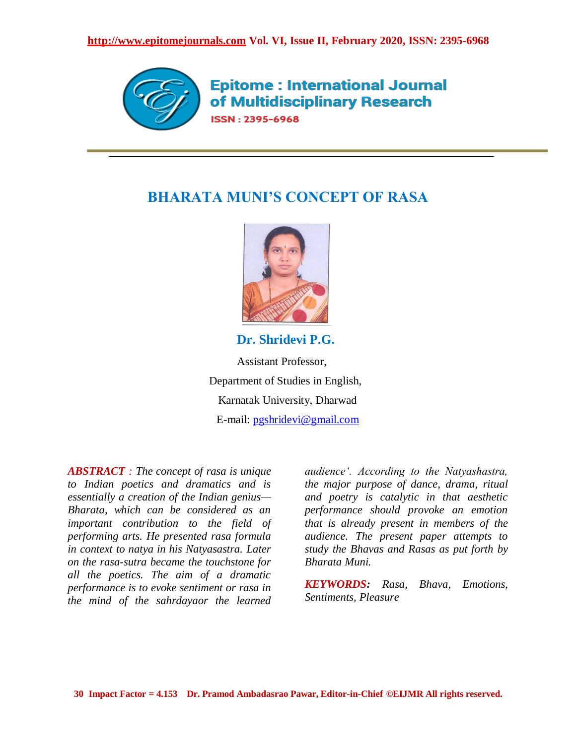# BHARATA MUNI'S CONCEPT OF RASA

**Dr. Shridevi P.G.**

Assistant Professor,

Department of Studies in English,

Karnatak University, Dharwad

E-mail: pgshridevi@gmail.com

***ABSTRACT** : The concept of rasa is unique to Indian poetics and dramatics and is essentially a creation of the Indian genius— Bharata, which can be considered as an important contribution to the field of performing arts. He presented rasa formula in context to natya in his Natyasastra. Later on the rasa-sutra became the touchstone for all the poetics. The aim of a dramatic performance is to evoke sentiment or rasa in the mind of the sahrdayaor the learned audience'. According to the Natyashastra, the major purpose of dance, drama, ritual and poetry is catalytic in that aesthetic performance should provoke an emotion that is already present in members of the audience. The present paper attempts to study the Bhavas and Rasas as put forth by Bharata Muni.*

***KEYWORDS:** Rasa, Bhava, Emotions, Sentiments, Pleasure*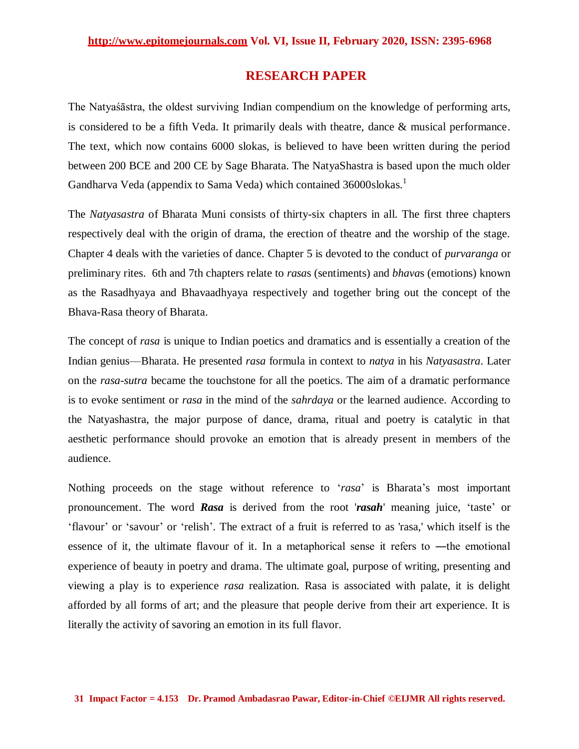## RESEARCH PAPER

The Natyaśāstra, the oldest surviving Indian compendium on the knowledge of performing arts, is considered to be a fifth Veda. It primarily deals with theatre, dance & musical performance. The text, which now contains 6000 slokas, is believed to have been written during the period between 200 BCE and 200 CE by Sage Bharata. The NatyaShastra is based upon the much older Gandharva Veda (appendix to Sama Veda) which contained 36000slokas.[1]

The *Natyasastra* of Bharata Muni consists of thirty-six chapters in all. The first three chapters respectively deal with the origin of drama, the erection of theatre and the worship of the stage. Chapter 4 deals with the varieties of dance. Chapter 5 is devoted to the conduct of *purvaranga* or preliminary rites. 6th and 7th chapters relate to *rasa*s (sentiments) and *bhava*s (emotions) known as the Rasadhyaya and Bhavaadhyaya respectively and together bring out the concept of the Bhava-Rasa theory of Bharata.

The concept of *rasa* is unique to Indian poetics and dramatics and is essentially a creation of the Indian genius—Bharata. He presented *rasa* formula in context to *natya* in his *Natyasastra*. Later on the *rasa-sutra* became the touchstone for all the poetics. The aim of a dramatic performance is to evoke sentiment or *rasa* in the mind of the *sahrdaya* or the learned audience. According to the Natyashastra, the major purpose of dance, drama, ritual and poetry is catalytic in that aesthetic performance should provoke an emotion that is already present in members of the audience.

Nothing proceeds on the stage without reference to '*rasa*' is Bharata's most important pronouncement. The word ***Rasa*** is derived from the root '***rasah***' meaning juice, 'taste' or 'flavour' or 'savour' or 'relish'. The extract of a fruit is referred to as 'rasa,' which itself is the essence of it, the ultimate flavour of it. In a metaphorical sense it refers to ―the emotional experience of beauty in poetry and drama. The ultimate goal, purpose of writing, presenting and viewing a play is to experience *rasa* realization. Rasa is associated with palate, it is delight afforded by all forms of art; and the pleasure that people derive from their art experience. It is literally the activity of savoring an emotion in its full flavor.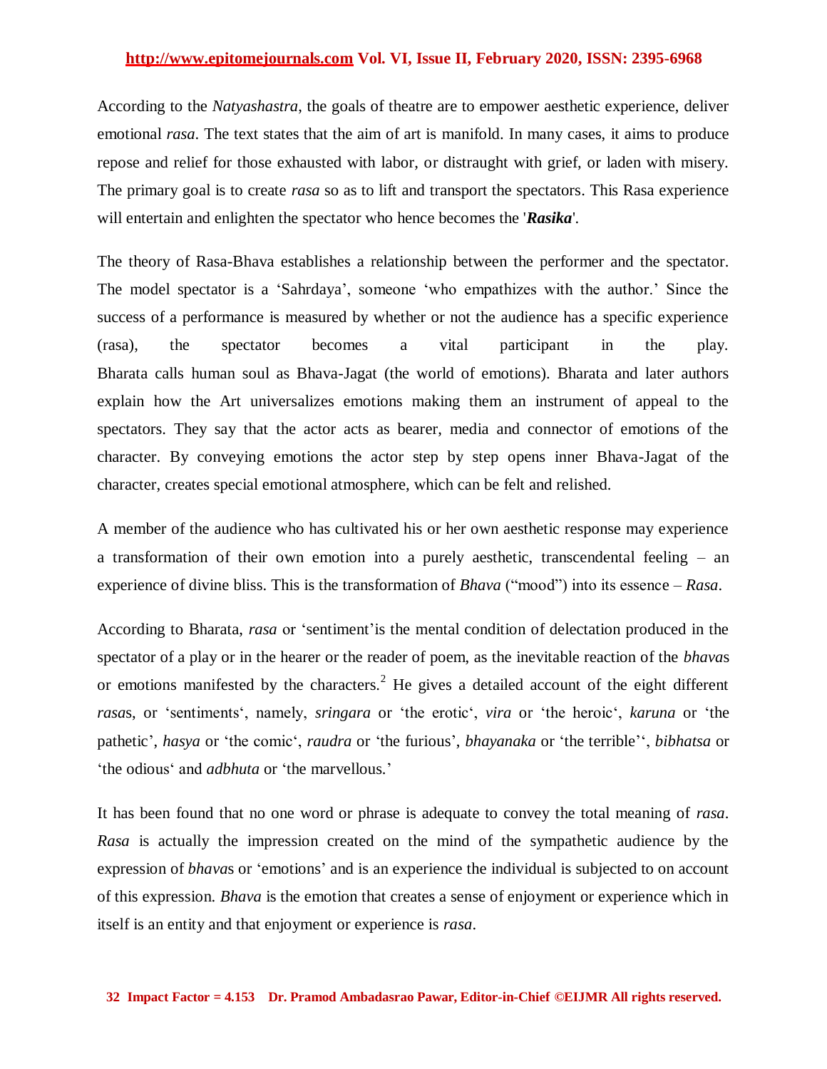According to the *Natyashastra*, the goals of theatre are to empower aesthetic experience, deliver emotional *rasa*. The text states that the aim of art is manifold. In many cases, it aims to produce repose and relief for those exhausted with labor, or distraught with grief, or laden with misery. The primary goal is to create *rasa* so as to lift and transport the spectators. This Rasa experience will entertain and enlighten the spectator who hence becomes the '***Rasika***'.

The theory of Rasa-Bhava establishes a relationship between the performer and the spectator. The model spectator is a 'Sahrdaya', someone 'who empathizes with the author.' Since the success of a performance is measured by whether or not the audience has a specific experience (rasa), the spectator becomes a vital participant in the play. Bharata calls human soul as Bhava-Jagat (the world of emotions). Bharata and later authors explain how the Art universalizes emotions making them an instrument of appeal to the spectators. They say that the actor acts as bearer, media and connector of emotions of the character. By conveying emotions the actor step by step opens inner Bhava-Jagat of the character, creates special emotional atmosphere, which can be felt and relished.

A member of the audience who has cultivated his or her own aesthetic response may experience a transformation of their own emotion into a purely aesthetic, transcendental feeling – an experience of divine bliss. This is the transformation of *Bhava* ("mood") into its essence – *Rasa*.

According to Bharata, *rasa* or 'sentiment'is the mental condition of delectation produced in the spectator of a play or in the hearer or the reader of poem, as the inevitable reaction of the *bhava*s or emotions manifested by the characters.[2] He gives a detailed account of the eight different *rasa*s, or 'sentiments', namely, *sringara* or 'the erotic', *vira* or 'the heroic', *karuna* or 'the pathetic', *hasya* or 'the comic', *raudra* or 'the furious', *bhayanaka* or 'the terrible'', *bibhatsa* or 'the odious' and *adbhuta* or 'the marvellous.'

It has been found that no one word or phrase is adequate to convey the total meaning of *rasa*. *Rasa* is actually the impression created on the mind of the sympathetic audience by the expression of *bhava*s or 'emotions' and is an experience the individual is subjected to on account of this expression. *Bhava* is the emotion that creates a sense of enjoyment or experience which in itself is an entity and that enjoyment or experience is *rasa*.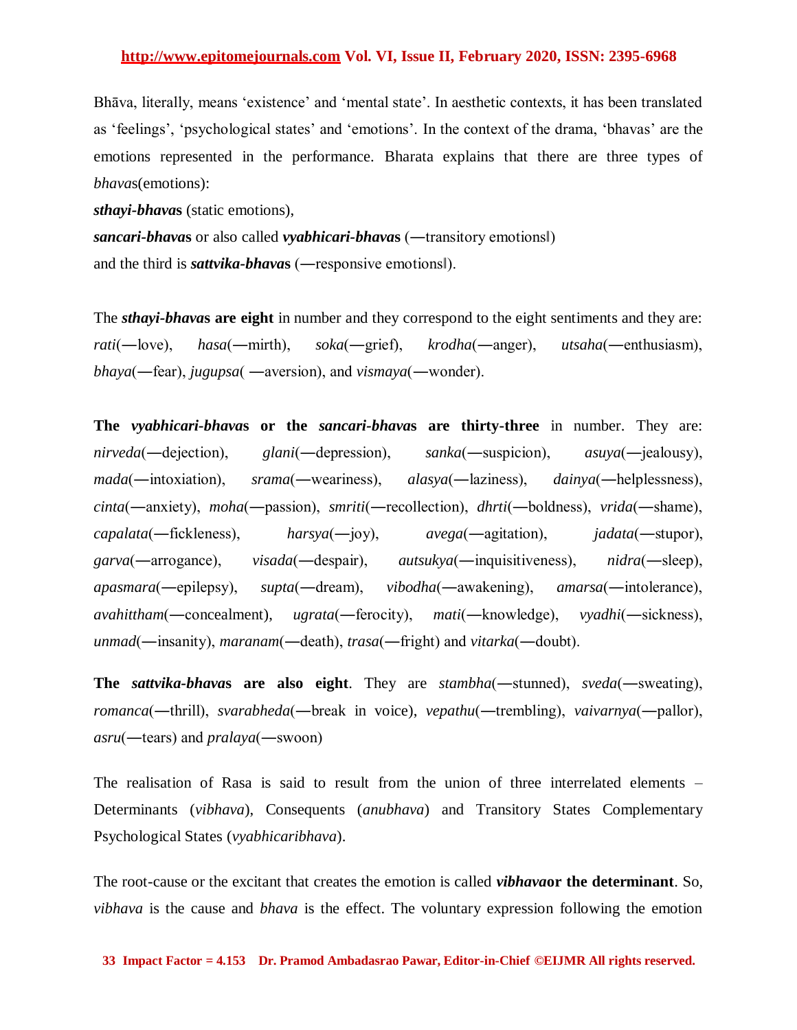Bhāva, literally, means 'existence' and 'mental state'. In aesthetic contexts, it has been translated as 'feelings', 'psychological states' and 'emotions'. In the context of the drama, 'bhavas' are the emotions represented in the performance. Bharata explains that there are three types of *bhava*s(emotions):

***sthayi-bhava*s** (static emotions),

***sancari-bhava*s** or also called ***vyabhicari-bhava*s** (―transitory emotions‖)

and the third is ***sattvika-bhava*s** (―responsive emotions‖).

The ***sthayi-bhava*s are eight** in number and they correspond to the eight sentiments and they are: *rati*(―love), *hasa*(―mirth), *soka*(―grief), *krodha*(―anger), *utsaha*(―enthusiasm), *bhaya*(―fear), *jugupsa*( ―aversion), and *vismaya*(―wonder).

**The *vyabhicari-bhava*s or the *sancari-bhava*s are thirty-three** in number. They are: *nirveda*(―dejection), *glani*(―depression), *sanka*(―suspicion), *asuya*(―jealousy), *mada*(―intoxiation), *srama*(―weariness), *alasya*(―laziness), *dainya*(―helplessness), *cinta*(―anxiety), *moha*(―passion), *smriti*(―recollection), *dhrti*(―boldness), *vrida*(―shame), *capalata*(―fickleness), *harsya*(―joy), *avega*(―agitation), *jadata*(―stupor), *garva*(―arrogance), *visada*(―despair), *autsukya*(―inquisitiveness), *nidra*(―sleep), *apasmara*(―epilepsy), *supta*(―dream), *vibodha*(―awakening), *amarsa*(―intolerance), *avahittham*(―concealment), *ugrata*(―ferocity), *mati*(―knowledge), *vyadhi*(―sickness), *unmad*(―insanity), *maranam*(―death), *trasa*(―fright) and *vitarka*(―doubt).

**The *sattvika-bhava*s are also eight**. They are *stambha*(―stunned), *sveda*(―sweating), *romanca*(―thrill), *svarabheda*(―break in voice), *vepathu*(―trembling), *vaivarnya*(―pallor), *asru*(―tears) and *pralaya*(―swoon)

The realisation of Rasa is said to result from the union of three interrelated elements – Determinants (*vibhava*), Consequents (*anubhava*) and Transitory States Complementary Psychological States (*vyabhicaribhava*).

The root-cause or the excitant that creates the emotion is called ***vibhava*or the determinant**. So, *vibhava* is the cause and *bhava* is the effect. The voluntary expression following the emotion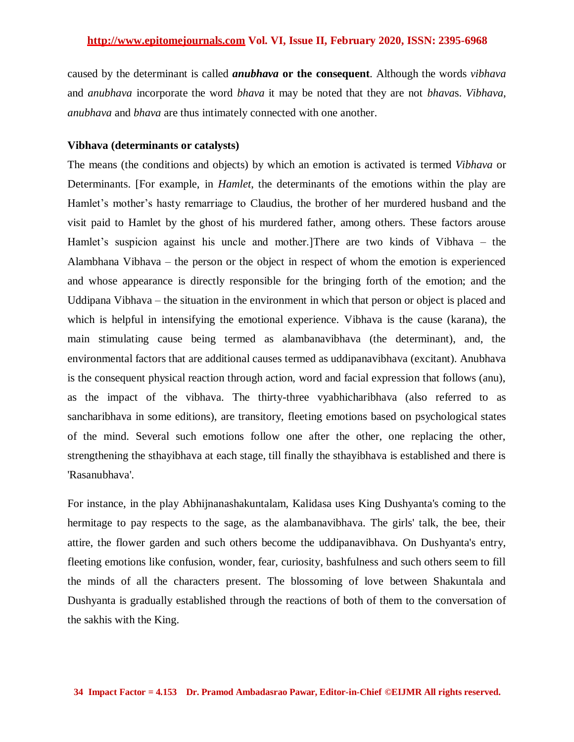caused by the determinant is called ***anubhava* or the consequent**. Although the words *vibhava* and *anubhava* incorporate the word *bhava* it may be noted that they are not *bhava*s. *Vibhava*, *anubhava* and *bhava* are thus intimately connected with one another.

**Vibhava (determinants or catalysts)**

The means (the conditions and objects) by which an emotion is activated is termed *Vibhava* or Determinants. [For example, in *Hamlet*, the determinants of the emotions within the play are Hamlet's mother's hasty remarriage to Claudius, the brother of her murdered husband and the visit paid to Hamlet by the ghost of his murdered father, among others. These factors arouse Hamlet's suspicion against his uncle and mother.]There are two kinds of Vibhava – the Alambhana Vibhava – the person or the object in respect of whom the emotion is experienced and whose appearance is directly responsible for the bringing forth of the emotion; and the Uddipana Vibhava – the situation in the environment in which that person or object is placed and which is helpful in intensifying the emotional experience. Vibhava is the cause (karana), the main stimulating cause being termed as alambanavibhava (the determinant), and, the environmental factors that are additional causes termed as uddipanavibhava (excitant). Anubhava is the consequent physical reaction through action, word and facial expression that follows (anu), as the impact of the vibhava. The thirty-three vyabhicharibhava (also referred to as sancharibhava in some editions), are transitory, fleeting emotions based on psychological states of the mind. Several such emotions follow one after the other, one replacing the other, strengthening the sthayibhava at each stage, till finally the sthayibhava is established and there is 'Rasanubhava'.

For instance, in the play Abhijnanashakuntalam, Kalidasa uses King Dushyanta's coming to the hermitage to pay respects to the sage, as the alambanavibhava. The girls' talk, the bee, their attire, the flower garden and such others become the uddipanavibhava. On Dushyanta's entry, fleeting emotions like confusion, wonder, fear, curiosity, bashfulness and such others seem to fill the minds of all the characters present. The blossoming of love between Shakuntala and Dushyanta is gradually established through the reactions of both of them to the conversation of the sakhis with the King.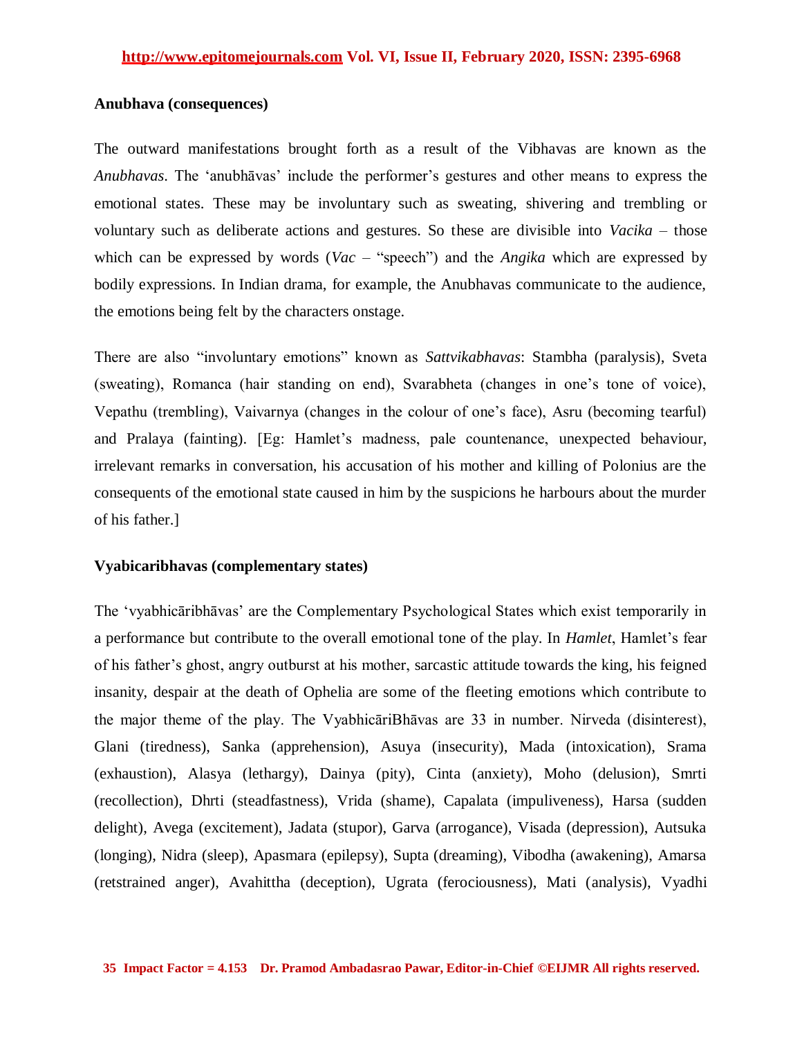**Anubhava (consequences)**

The outward manifestations brought forth as a result of the Vibhavas are known as the *Anubhavas*. The 'anubhāvas' include the performer's gestures and other means to express the emotional states. These may be involuntary such as sweating, shivering and trembling or voluntary such as deliberate actions and gestures. So these are divisible into *Vacika* – those which can be expressed by words (*Vac* – "speech") and the *Angika* which are expressed by bodily expressions. In Indian drama, for example, the Anubhavas communicate to the audience, the emotions being felt by the characters onstage.

There are also "involuntary emotions" known as *Sattvikabhavas*: Stambha (paralysis), Sveta (sweating), Romanca (hair standing on end), Svarabheta (changes in one's tone of voice), Vepathu (trembling), Vaivarnya (changes in the colour of one's face), Asru (becoming tearful) and Pralaya (fainting). [Eg: Hamlet's madness, pale countenance, unexpected behaviour, irrelevant remarks in conversation, his accusation of his mother and killing of Polonius are the consequents of the emotional state caused in him by the suspicions he harbours about the murder of his father.]

**Vyabicaribhavas (complementary states)**

The 'vyabhicāribhāvas' are the Complementary Psychological States which exist temporarily in a performance but contribute to the overall emotional tone of the play. In *Hamlet*, Hamlet's fear of his father's ghost, angry outburst at his mother, sarcastic attitude towards the king, his feigned insanity, despair at the death of Ophelia are some of the fleeting emotions which contribute to the major theme of the play. The VyabhicāriBhāvas are 33 in number. Nirveda (disinterest), Glani (tiredness), Sanka (apprehension), Asuya (insecurity), Mada (intoxication), Srama (exhaustion), Alasya (lethargy), Dainya (pity), Cinta (anxiety), Moho (delusion), Smrti (recollection), Dhrti (steadfastness), Vrida (shame), Capalata (impuliveness), Harsa (sudden delight), Avega (excitement), Jadata (stupor), Garva (arrogance), Visada (depression), Autsuka (longing), Nidra (sleep), Apasmara (epilepsy), Supta (dreaming), Vibodha (awakening), Amarsa (retstrained anger), Avahittha (deception), Ugrata (襟ferociousness), Mati (analysis), Vyadhi

**Anubhava (consequences)**

The outward manifestations brought forth as a result of the Vibhavas are known as the *Anubhavas*. The 'anubhāvas' include the performer's gestures and other means to express the emotional states. These may be involuntary such as sweating, shivering and trembling or voluntary such as deliberate actions and gestures. So these are divisible into *Vacika* – those which can be expressed by words (*Vac* – "speech") and the *Angika* which are expressed by bodily expressions. In Indian drama, for example, the Anubhavas communicate to the audience, the emotions being felt by the characters onstage.

There are also "involuntary emotions" known as *Sattvikabhavas*: Stambha (paralysis), Sveta (sweating), Romanca (hair standing on end), Svarabheta (changes in one's tone of voice), Vepathu (trembling), Vaivarnya (changes in the colour of one's face), Asru (becoming tearful) and Pralaya (fainting). [Eg: Hamlet's madness, pale countenance, unexpected behaviour, irrelevant remarks in conversation, his accusation of his mother and killing of Polonius are the consequents of the emotional state caused in him by the suspicions he harbours about the murder of his father.]

**Vyabicaribhavas (complementary states)**

The 'vyabhicāribhāvas' are the Complementary Psychological States which exist temporarily in a performance but contribute to the overall emotional tone of the play. In *Hamlet*, Hamlet's fear of his father's ghost, angry outburst at his mother, sarcastic attitude towards the king, his feigned insanity, despair at the death of Ophelia are some of the fleeting emotions which contribute to the major theme of the play. The VyabhicāriBhāvas are 33 in number. Nirveda (disinterest), Glani (tiredness), Sanka (apprehension), Asuya (insecurity), Mada (intoxication), Srama (exhaustion), Alasya (lethargy), Dainya (pity), Cinta (anxiety), Moho (delusion), Smrti (recollection), Dhrti (steadfastness), Vrida (shame), Capalata (impuliveness), Harsa (sudden delight), Avega (excitement), Jadata (stupor), Garva (arrogance), Visada (depression), Autsuka (longing), Nidra (sleep), Apasmara (epilepsy), Supta (dreaming), Vibodha (awakening), Amarsa (retstrained anger), Avahittha (deception), Ugrata (ferociousness), Mati (analysis), Vyadhi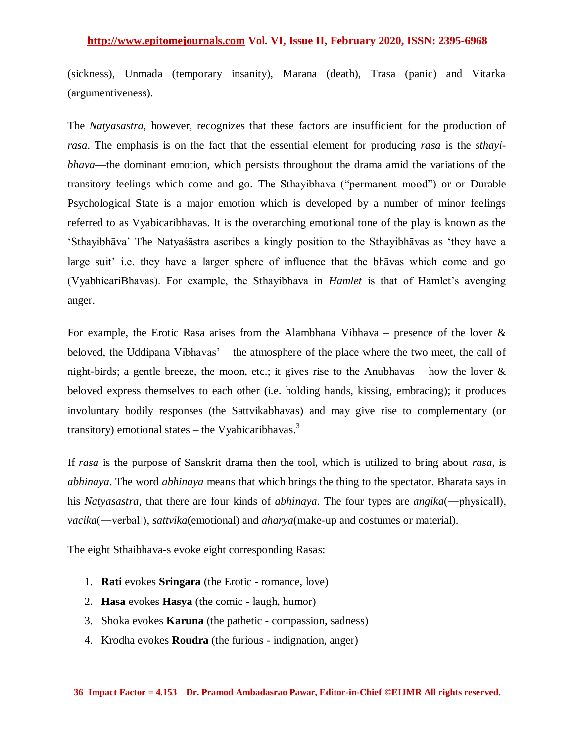(sickness), Unmada (temporary insanity), Marana (death), Trasa (panic) and Vitarka (argumentiveness).

The *Natyasastra*, however, recognizes that these factors are insufficient for the production of *rasa*. The emphasis is on the fact that the essential element for producing *rasa* is the *sthayi-bhava*—the dominant emotion, which persists throughout the drama amid the variations of the transitory feelings which come and go. The Sthayibhava ("permanent mood") or or Durable Psychological State is a major emotion which is developed by a number of minor feelings referred to as Vyabicaribhavas. It is the overarching emotional tone of the play is known as the 'Sthayibhāva' The Natyaśāstra ascribes a kingly position to the Sthayibhāvas as 'they have a large suit' i.e. they have a larger sphere of influence that the bhāvas which come and go (VyabhicāriBhāvas). For example, the Sthayibhāva in *Hamlet* is that of Hamlet's avenging anger.

For example, the Erotic Rasa arises from the Alambhana Vibhava – presence of the lover & beloved, the Uddipana Vibhavas' – the atmosphere of the place where the two meet, the call of night-birds; a gentle breeze, the moon, etc.; it gives rise to the Anubhavas – how the lover & beloved express themselves to each other (i.e. holding hands, kissing, embracing); it produces involuntary bodily responses (the Sattvikabhavas) and may give rise to complementary (or transitory) emotional states – the Vyabicaribhavas.[3]

If *rasa* is the purpose of Sanskrit drama then the tool, which is utilized to bring about *rasa*, is *abhinaya*. The word *abhinaya* means that which brings the thing to the spectator. Bharata says in his *Natyasastra*, that there are four kinds of *abhinaya*. The four types are *angika*(―physical‖), *vacika*(―verbal‖), *sattvika*(emotional) and *aharya*(make-up and costumes or material).

The eight Sthaibhava-s evoke eight corresponding Rasas:

1. **Rati** evokes **Sringara** (the Erotic - romance, love)
2. **Hasa** evokes **Hasya** (the comic - laugh, humor)
3. Shoka evokes **Karuna** (the pathetic - compassion, sadness)
4. Krodha evokes **Roudra** (the furious - indignation, anger)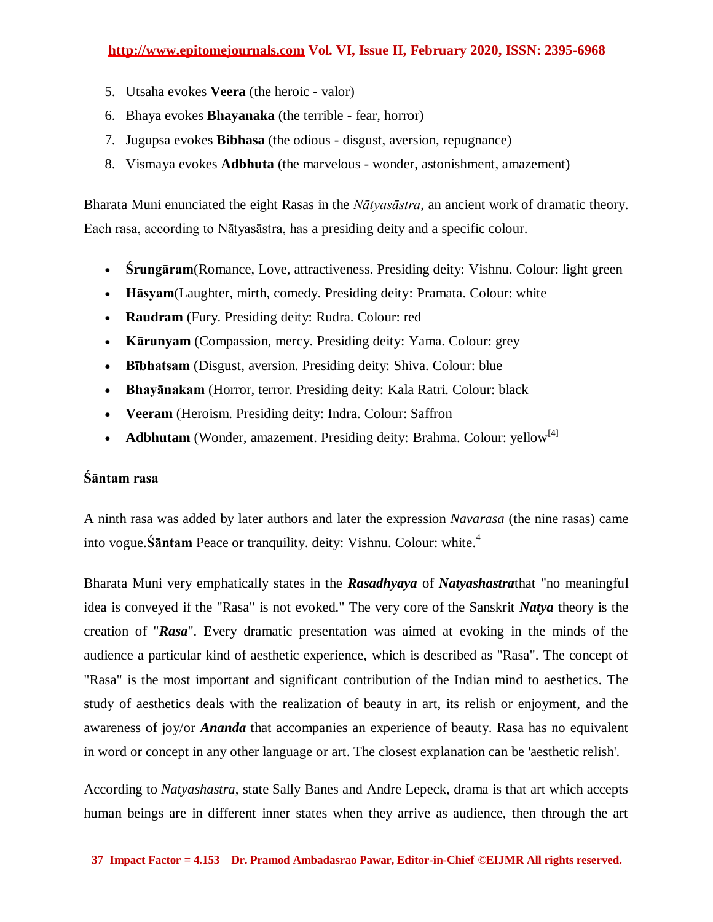5. Utsaha evokes **Veera** (the heroic - valor)
6. Bhaya evokes **Bhayanaka** (the terrible - fear, horror)
7. Jugupsa evokes **Bibhasa** (the odious - disgust, aversion, repugnance)
8. Vismaya evokes **Adbhuta** (the marvelous - wonder, astonishment, amazement)

Bharata Muni enunciated the eight Rasas in the *Nātyasāstra*, an ancient work of dramatic theory. Each rasa, according to Nātyasāstra, has a presiding deity and a specific colour.

- **Śrungāram**(Romance, Love, attractiveness. Presiding deity: Vishnu. Colour: light green
- **Hāsyam**(Laughter, mirth, comedy. Presiding deity: Pramata. Colour: white
- **Raudram** (Fury. Presiding deity: Rudra. Colour: red
- **Kārunyam** (Compassion, mercy. Presiding deity: Yama. Colour: grey
- **Bībhatsam** (Disgust, aversion. Presiding deity: Shiva. Colour: blue
- **Bhayānakam** (Horror, terror. Presiding deity: Kala Ratri. Colour: black
- **Veeram** (Heroism. Presiding deity: Indra. Colour: Saffron
- **Adbhutam** (Wonder, amazement. Presiding deity: Brahma. Colour: yellow[4]

### Śāntam rasa

A ninth rasa was added by later authors and later the expression *Navarasa* (the nine rasas) came into vogue.**Śāntam** Peace or tranquility. deity: Vishnu. Colour: white.[4]

Bharata Muni very emphatically states in the ***Rasadhyaya*** of ***Natyashastra***that "no meaningful idea is conveyed if the "Rasa" is not evoked." The very core of the Sanskrit ***Natya*** theory is the creation of "***Rasa***". Every dramatic presentation was aimed at evoking in the minds of the audience a particular kind of aesthetic experience, which is described as "Rasa". The concept of "Rasa" is the most important and significant contribution of the Indian mind to aesthetics. The study of aesthetics deals with the realization of beauty in art, its relish or enjoyment, and the awareness of joy/or ***Ananda*** that accompanies an experience of beauty. Rasa has no equivalent in word or concept in any other language or art. The closest explanation can be 'aesthetic relish'.

According to *Natyashastra*, state Sally Banes and Andre Lepeck, drama is that art which accepts human beings are in different inner states when they arrive as audience, then through the art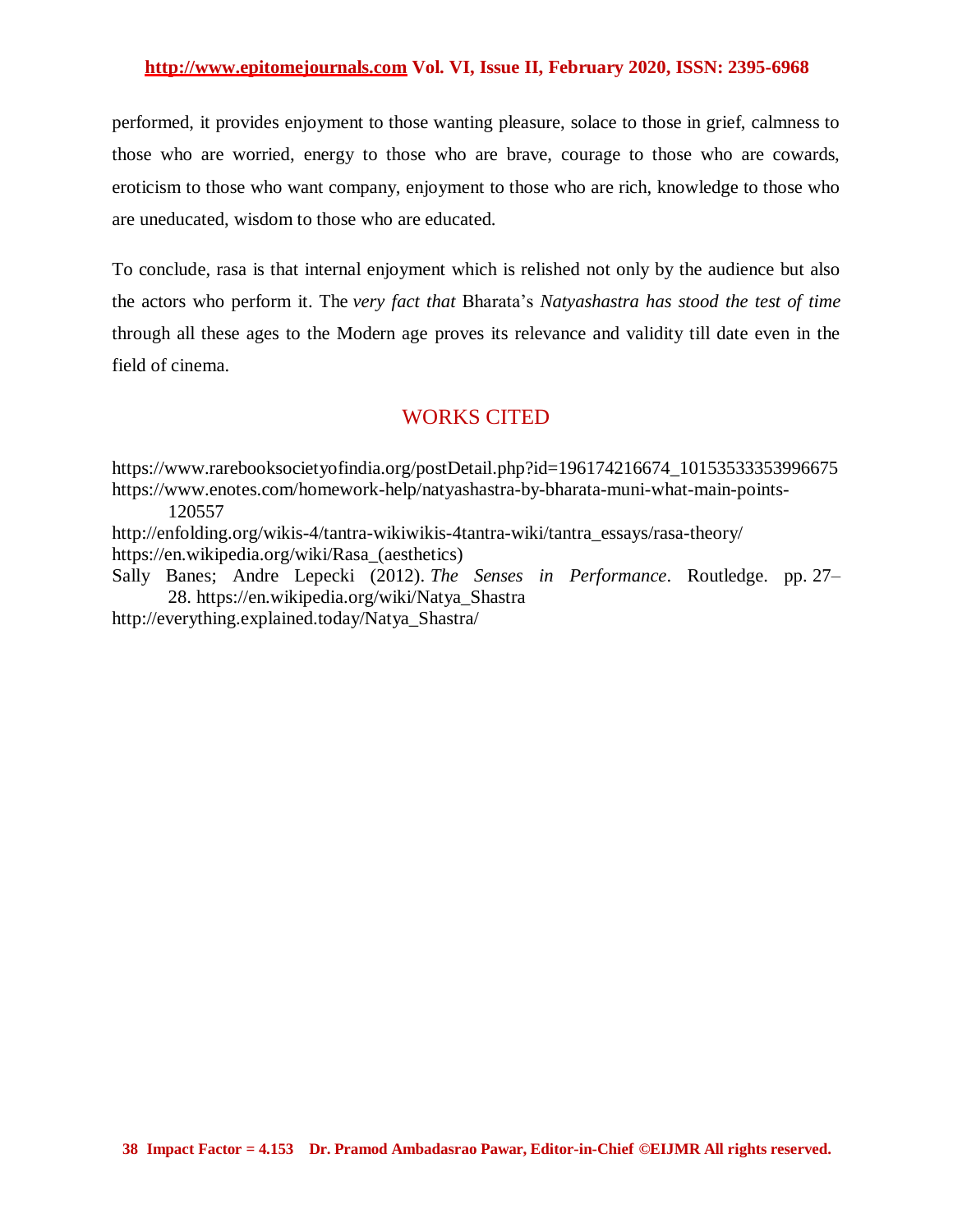performed, it provides enjoyment to those wanting pleasure, solace to those in grief, calmness to those who are worried, energy to those who are brave, courage to those who are cowards, eroticism to those who want company, enjoyment to those who are rich, knowledge to those who are uneducated, wisdom to those who are educated.

To conclude, rasa is that internal enjoyment which is relished not only by the audience but also the actors who perform it. The *very fact that* Bharata's *Natyashastra has stood the test of time* through all these ages to the Modern age proves its relevance and validity till date even in the field of cinema.

## WORKS CITED

https://www.rarebooksocietyofindia.org/postDetail.php?id=196174216674_10153533353996675

https://www.enotes.com/homework-help/natyashastra-by-bharata-muni-what-main-points-120557

http://enfolding.org/wikis-4/tantra-wikiwikis-4tantra-wiki/tantra_essays/rasa-theory/

https://en.wikipedia.org/wiki/Rasa_(aesthetics)

Sally Banes; Andre Lepecki (2012). *The Senses in Performance*. Routledge. pp. 27–28. https://en.wikipedia.org/wiki/Natya_Shastra

http://everything.explained.today/Natya_Shastra/